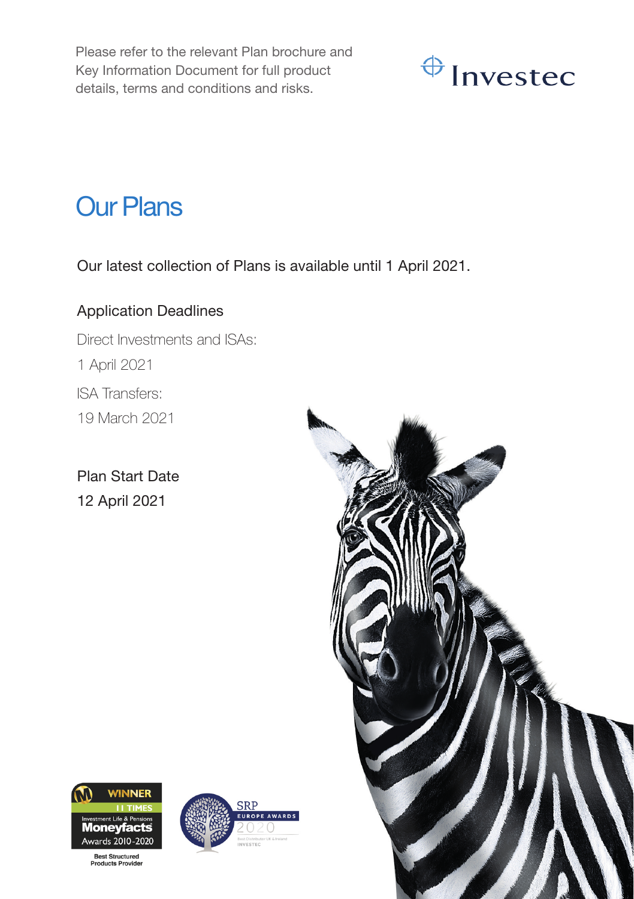Please refer to the relevant Plan brochure and Key Information Document for full product details, terms and conditions and risks.

Investec

# Our Plans

Our latest collection of Plans is available until 1 April 2021.

## Application Deadlines

Direct Investments and ISAs:

1 April 2021

ISA Transfers:

19 March 2021

## Plan Start Date

12 April 2021

WINNER 11 TIMES Investment Life & Pensions Moneyfacts Awards 2010-2020

Best Structured Products Provider

SRP EUROPE AWARDS 2020

Best Distributor UK & Ireland INVESTEC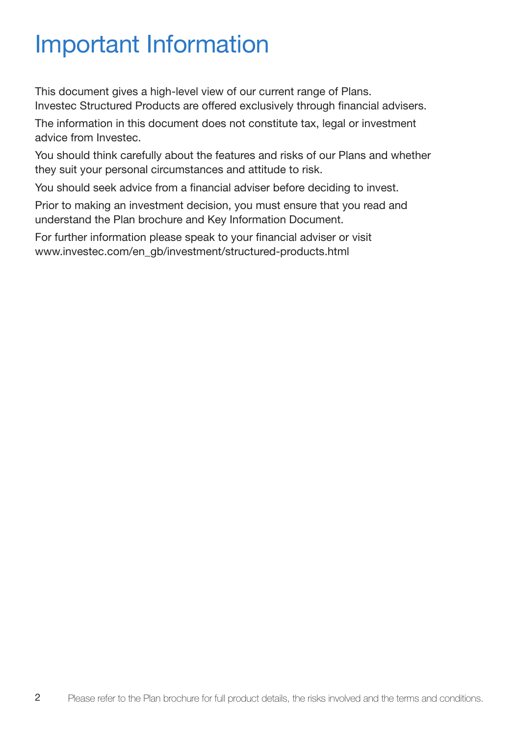# Important Information

This document gives a high-level view of our current range of Plans. Investec Structured Products are offered exclusively through financial advisers.

The information in this document does not constitute tax, legal or investment advice from Investec.

You should think carefully about the features and risks of our Plans and whether they suit your personal circumstances and attitude to risk.

You should seek advice from a financial adviser before deciding to invest.

Prior to making an investment decision, you must ensure that you read and understand the Plan brochure and Key Information Document.

For further information please speak to your financial adviser or visit www.investec.com/en_gb/investment/structured-products.html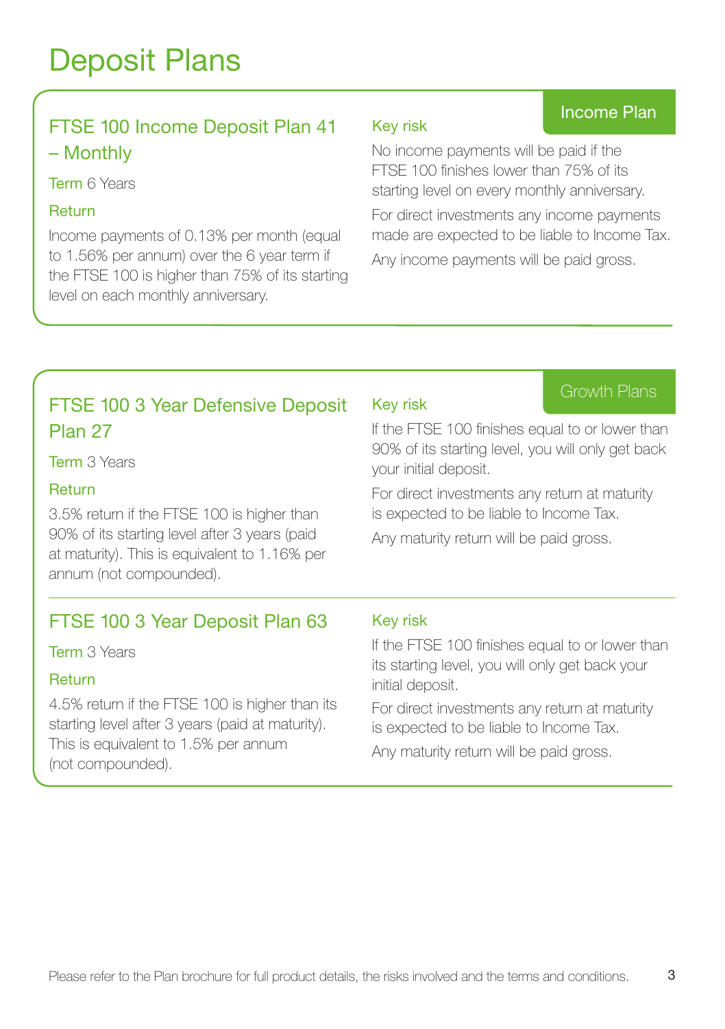# Deposit Plans

## Income Plan

### FTSE 100 Income Deposit Plan 41 – Monthly

**Term** 6 Years

**Return**

Income payments of 0.13% per month (equal to 1.56% per annum) over the 6 year term if the FTSE 100 is higher than 75% of its starting level on each monthly anniversary.

**Key risk**

No income payments will be paid if the FTSE 100 finishes lower than 75% of its starting level on every monthly anniversary.

For direct investments any income payments made are expected to be liable to Income Tax.

Any income payments will be paid gross.

## Growth Plans

### FTSE 100 3 Year Defensive Deposit Plan 27

**Term** 3 Years

**Return**

3.5% return if the FTSE 100 is higher than 90% of its starting level after 3 years (paid at maturity). This is equivalent to 1.16% per annum (not compounded).

**Key risk**

If the FTSE 100 finishes equal to or lower than 90% of its starting level, you will only get back your initial deposit.

For direct investments any return at maturity is expected to be liable to Income Tax.

Any maturity return will be paid gross.

### FTSE 100 3 Year Deposit Plan 63

**Term** 3 Years

**Return**

4.5% return if the FTSE 100 is higher than its starting level after 3 years (paid at maturity). This is equivalent to 1.5% per annum (not compounded).

**Key risk**

If the FTSE 100 finishes equal to or lower than its starting level, you will only get back your initial deposit.

For direct investments any return at maturity is expected to be liable to Income Tax.

Any maturity return will be paid gross.

Please refer to the Plan brochure for full product details, the risks involved and the terms and conditions.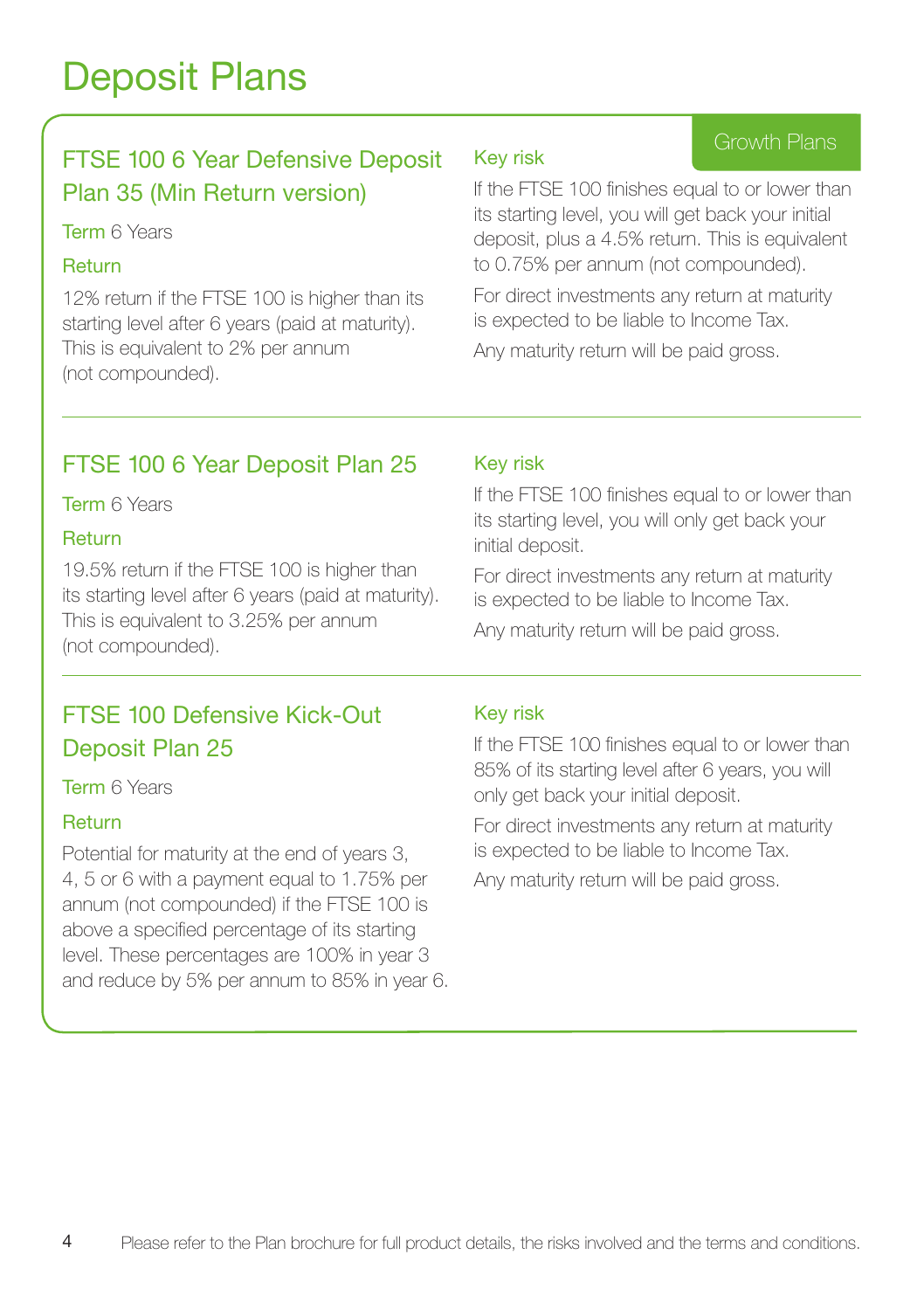# Deposit Plans

Growth Plans

## FTSE 100 6 Year Defensive Deposit Plan 35 (Min Return version)

**Term** 6 Years

### Return

12% return if the FTSE 100 is higher than its starting level after 6 years (paid at maturity). This is equivalent to 2% per annum (not compounded).

### Key risk

If the FTSE 100 finishes equal to or lower than its starting level, you will get back your initial deposit, plus a 4.5% return. This is equivalent to 0.75% per annum (not compounded).

For direct investments any return at maturity is expected to be liable to Income Tax.

Any maturity return will be paid gross.

---

## FTSE 100 6 Year Deposit Plan 25

**Term** 6 Years

### Return

19.5% return if the FTSE 100 is higher than its starting level after 6 years (paid at maturity). This is equivalent to 3.25% per annum (not compounded).

### Key risk

If the FTSE 100 finishes equal to or lower than its starting level, you will only get back your initial deposit.

For direct investments any return at maturity is expected to be liable to Income Tax.

Any maturity return will be paid gross.

---

## FTSE 100 Defensive Kick-Out Deposit Plan 25

**Term** 6 Years

### Return

Potential for maturity at the end of years 3, 4, 5 or 6 with a payment equal to 1.75% per annum (not compounded) if the FTSE 100 is above a specified percentage of its starting level. These percentages are 100% in year 3 and reduce by 5% per annum to 85% in year 6.

### Key risk

If the FTSE 100 finishes equal to or lower than 85% of its starting level after 6 years, you will only get back your initial deposit.

For direct investments any return at maturity is expected to be liable to Income Tax.

Any maturity return will be paid gross.

Please refer to the Plan brochure for full product details, the risks involved and the terms and conditions.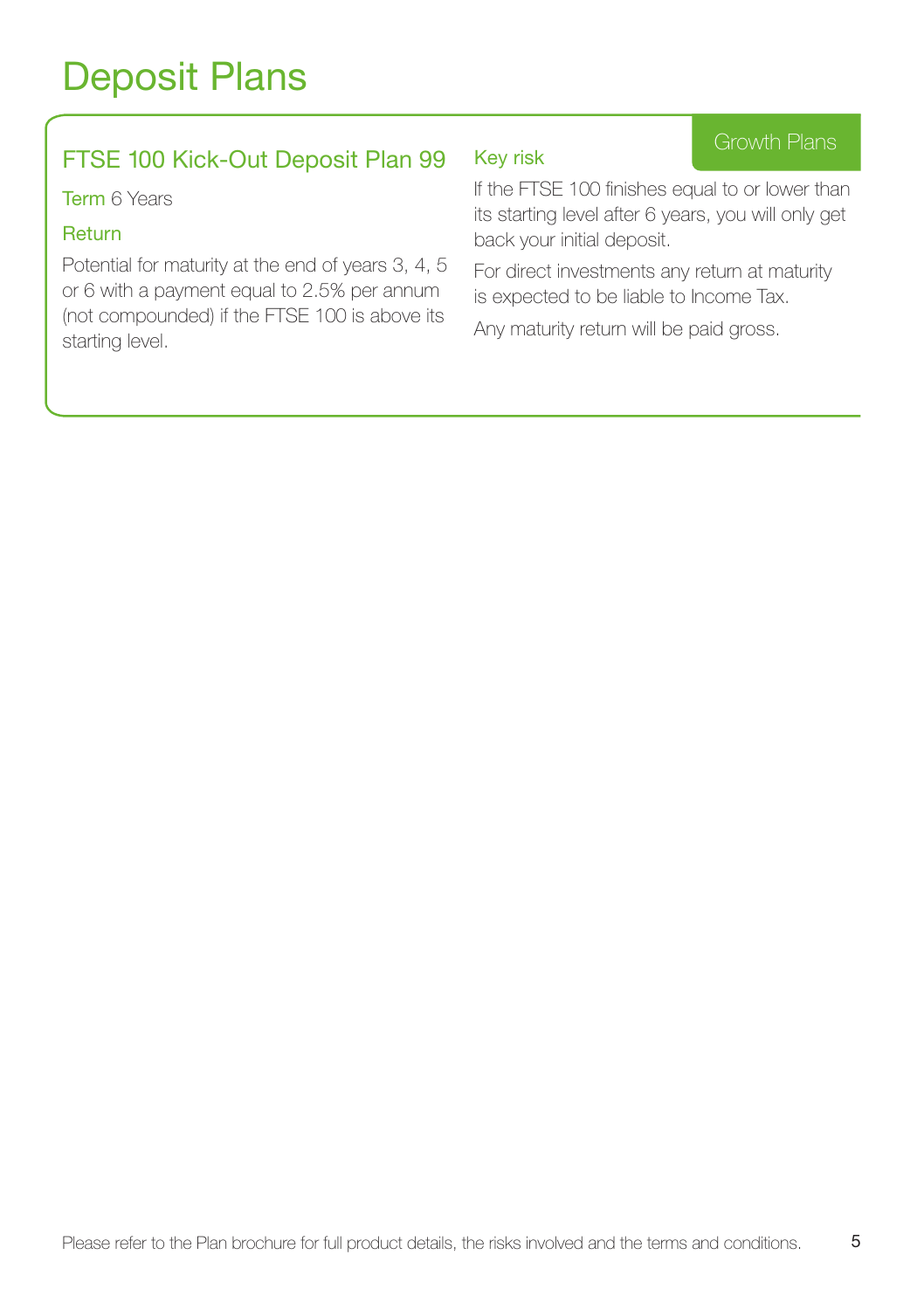# Deposit Plans

Growth Plans

## FTSE 100 Kick-Out Deposit Plan 99

**Term** 6 Years

### Return

Potential for maturity at the end of years 3, 4, 5 or 6 with a payment equal to 2.5% per annum (not compounded) if the FTSE 100 is above its starting level.

### Key risk

If the FTSE 100 finishes equal to or lower than its starting level after 6 years, you will only get back your initial deposit.

For direct investments any return at maturity is expected to be liable to Income Tax.

Any maturity return will be paid gross.

Please refer to the Plan brochure for full product details, the risks involved and the terms and conditions.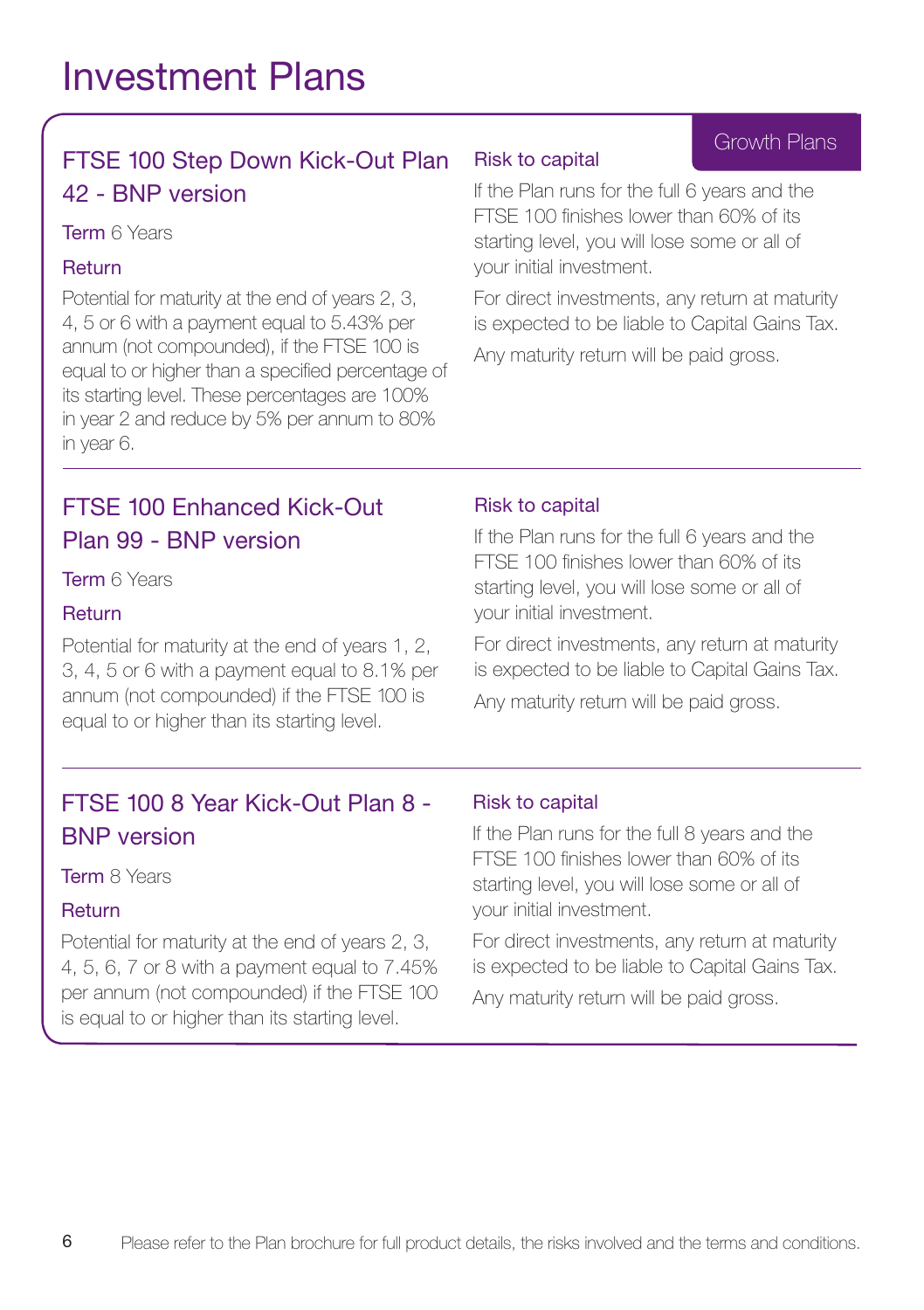# Investment Plans

Growth Plans

## FTSE 100 Step Down Kick-Out Plan 42 - BNP version

**Term** 6 Years

### Return

Potential for maturity at the end of years 2, 3, 4, 5 or 6 with a payment equal to 5.43% per annum (not compounded), if the FTSE 100 is equal to or higher than a specified percentage of its starting level. These percentages are 100% in year 2 and reduce by 5% per annum to 80% in year 6.

### Risk to capital

If the Plan runs for the full 6 years and the FTSE 100 finishes lower than 60% of its starting level, you will lose some or all of your initial investment.

For direct investments, any return at maturity is expected to be liable to Capital Gains Tax.

Any maturity return will be paid gross.

## FTSE 100 Enhanced Kick-Out Plan 99 - BNP version

**Term** 6 Years

### Return

Potential for maturity at the end of years 1, 2, 3, 4, 5 or 6 with a payment equal to 8.1% per annum (not compounded) if the FTSE 100 is equal to or higher than its starting level.

### Risk to capital

If the Plan runs for the full 6 years and the FTSE 100 finishes lower than 60% of its starting level, you will lose some or all of your initial investment.

For direct investments, any return at maturity is expected to be liable to Capital Gains Tax.

Any maturity return will be paid gross.

## FTSE 100 8 Year Kick-Out Plan 8 - BNP version

**Term** 8 Years

### Return

Potential for maturity at the end of years 2, 3, 4, 5, 6, 7 or 8 with a payment equal to 7.45% per annum (not compounded) if the FTSE 100 is equal to or higher than its starting level.

### Risk to capital

If the Plan runs for the full 8 years and the FTSE 100 finishes lower than 60% of its starting level, you will lose some or all of your initial investment.

For direct investments, any return at maturity is expected to be liable to Capital Gains Tax.

Any maturity return will be paid gross.

Please refer to the Plan brochure for full product details, the risks involved and the terms and conditions.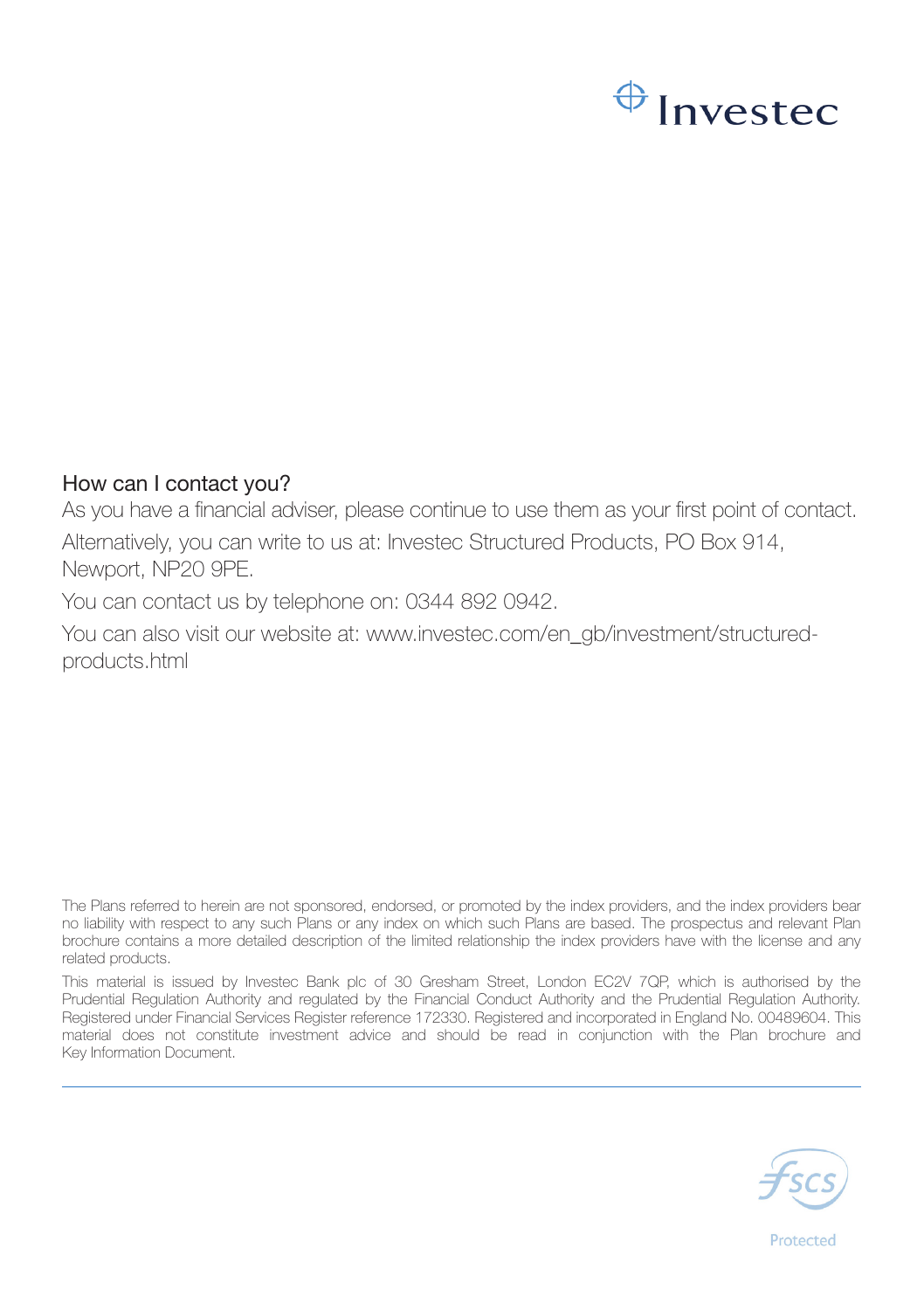Investec

## How can I contact you?

As you have a financial adviser, please continue to use them as your first point of contact.

Alternatively, you can write to us at: Investec Structured Products, PO Box 914, Newport, NP20 9PE.

You can contact us by telephone on: 0344 892 0942.

You can also visit our website at: www.investec.com/en_gb/investment/structured-products.html

The Plans referred to herein are not sponsored, endorsed, or promoted by the index providers, and the index providers bear no liability with respect to any such Plans or any index on which such Plans are based. The prospectus and relevant Plan brochure contains a more detailed description of the limited relationship the index providers have with the license and any related products.

This material is issued by Investec Bank plc of 30 Gresham Street, London EC2V 7QP, which is authorised by the Prudential Regulation Authority and regulated by the Financial Conduct Authority and the Prudential Regulation Authority. Registered under Financial Services Register reference 172330. Registered and incorporated in England No. 00489604. This material does not constitute investment advice and should be read in conjunction with the Plan brochure and Key Information Document.

fscs Protected